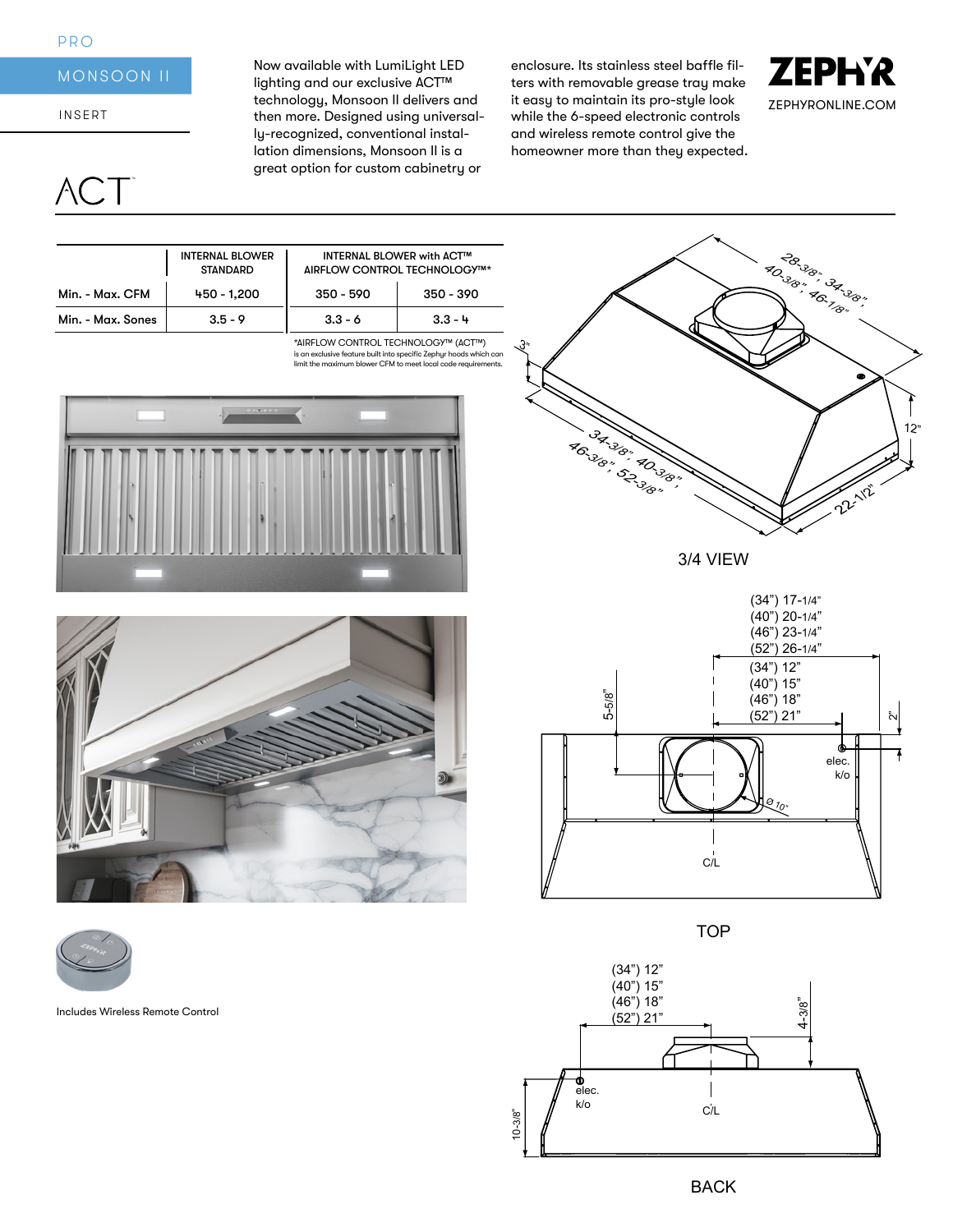PRO

MONSOON II

INSERT

ACT™

Now available with LumiLight LED lighting and our exclusive ACT™ technology, Monsoon II delivers and then more. Designed using universally-recognized, conventional installation dimensions, Monsoon II is a great option for custom cabinetry or enclosure. Its stainless steel baffle filters with removable grease tray make it easy to maintain its pro-style look while the 6-speed electronic controls and wireless remote control give the homeowner more than they expected.

ZEPHYR

ZEPHYRONLINE.COM

| | INTERNAL BLOWER STANDARD | INTERNAL BLOWER with ACT™ AIRFLOW CONTROL TECHNOLOGY™* | |
|---|---|---|---|
| Min. - Max. CFM | 450 - 1,200 | 350 - 590 | 350 - 390 |
| Min. - Max. Sones | 3.5 - 9 | 3.3 - 6 | 3.3 - 4 |

*AIRFLOW CONTROL TECHNOLOGY™ (ACT™) is an exclusive feature built into specific Zephyr hoods which can limit the maximum blower CFM to meet local code requirements.

Includes Wireless Remote Control

3/4 VIEW

28-3/8", 34-3/8", 40-3/8", 46-1/8"

34-3/8", 40-3/8", 46-3/8", 52-3/8"

3"

12"

22-1/2"

TOP

(34") 17-1/4"
(40") 20-1/4"
(46") 23-1/4"
(52") 26-1/4"

(34") 12"
(40") 15"
(46") 18"
(52") 21"

5-5/8"

2"

elec. k/o

Ø 10"

C/L

BACK

(34") 12"
(40") 15"
(46") 18"
(52") 21"

4-3/8"

elec. k/o

C/L

10-3/8"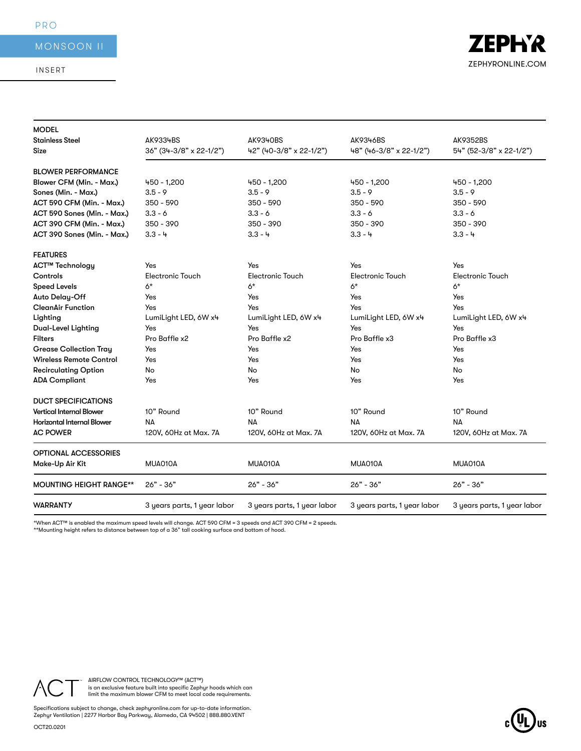PRO

MONSOON II

INSERT

ZEPHYR

ZEPHYRONLINE.COM

| MODEL | | | | |
|---|---|---|---|---|
| Stainless Steel | AK9334BS | AK9340BS | AK9346BS | AK9352BS |
| Size | 36" (34-3/8" x 22-1/2") | 42" (40-3/8" x 22-1/2") | 48" (46-3/8" x 22-1/2") | 54" (52-3/8" x 22-1/2") |
| **BLOWER PERFORMANCE** | | | | |
| Blower CFM (Min. - Max.) | 450 - 1,200 | 450 - 1,200 | 450 - 1,200 | 450 - 1,200 |
| Sones (Min. - Max.) | 3.5 - 9 | 3.5 - 9 | 3.5 - 9 | 3.5 - 9 |
| ACT 590 CFM (Min. - Max.) | 350 - 590 | 350 - 590 | 350 - 590 | 350 - 590 |
| ACT 590 Sones (Min. - Max.) | 3.3 - 6 | 3.3 - 6 | 3.3 - 6 | 3.3 - 6 |
| ACT 390 CFM (Min. - Max.) | 350 - 390 | 350 - 390 | 350 - 390 | 350 - 390 |
| ACT 390 Sones (Min. - Max.) | 3.3 - 4 | 3.3 - 4 | 3.3 - 4 | 3.3 - 4 |
| **FEATURES** | | | | |
| ACT™ Technology | Yes | Yes | Yes | Yes |
| Controls | Electronic Touch | Electronic Touch | Electronic Touch | Electronic Touch |
| Speed Levels | 6* | 6* | 6* | 6* |
| Auto Delay-Off | Yes | Yes | Yes | Yes |
| CleanAir Function | Yes | Yes | Yes | Yes |
| Lighting | LumiLight LED, 6W x4 | LumiLight LED, 6W x4 | LumiLight LED, 6W x4 | LumiLight LED, 6W x4 |
| Dual-Level Lighting | Yes | Yes | Yes | Yes |
| Filters | Pro Baffle x2 | Pro Baffle x2 | Pro Baffle x3 | Pro Baffle x3 |
| Grease Collection Tray | Yes | Yes | Yes | Yes |
| Wireless Remote Control | Yes | Yes | Yes | Yes |
| Recirculating Option | No | No | No | No |
| ADA Compliant | Yes | Yes | Yes | Yes |
| **DUCT SPECIFICATIONS** | | | | |
| Vertical Internal Blower | 10" Round | 10" Round | 10" Round | 10" Round |
| Horizontal Internal Blower | NA | NA | NA | NA |
| AC POWER | 120V, 60Hz at Max. 7A | 120V, 60Hz at Max. 7A | 120V, 60Hz at Max. 7A | 120V, 60Hz at Max. 7A |
| **OPTIONAL ACCESSORIES** | | | | |
| Make-Up Air Kit | MUA010A | MUA010A | MUA010A | MUA010A |
| **MOUNTING HEIGHT RANGE**** | 26" - 36" | 26" - 36" | 26" - 36" | 26" - 36" |
| **WARRANTY** | 3 years parts, 1 year labor | 3 years parts, 1 year labor | 3 years parts, 1 year labor | 3 years parts, 1 year labor |

*When ACT™ is enabled the maximum speed levels will change. ACT 590 CFM = 3 speeds and ACT 390 CFM = 2 speeds.
**Mounting height refers to distance between top of a 36" tall cooking surface and bottom of hood.

ACT AIRFLOW CONTROL TECHNOLOGY™ (ACT™) is an exclusive feature built into specific Zephyr hoods which can limit the maximum blower CFM to meet local code requirements.

Specifications subject to change, check zephyronline.com for up-to-date information.
Zephyr Ventilation | 2277 Harbor Bay Parkway, Alameda, CA 94502 | 888.880.VENT

OCT20.0201